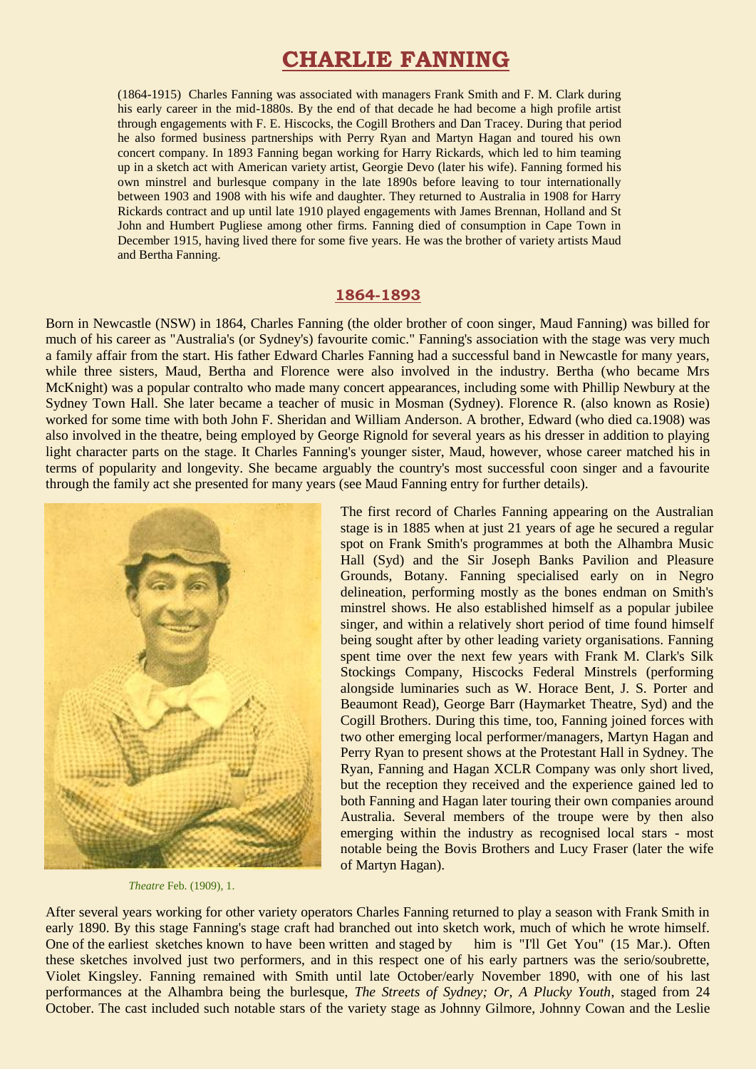# CHARLIE FANNING

(1864-1915) Charles Fanning was associated with managers Frank Smith and F. M. Clark during his early career in the mid-1880s. By the end of that decade he had become a high profile artist through engagements with F. E. Hiscocks, the Cogill Brothers and Dan Tracey. During that period he also formed business partnerships with Perry Ryan and Martyn Hagan and toured his own concert company. In 1893 Fanning began working for Harry Rickards, which led to him teaming up in a sketch act with American variety artist, Georgie Devo (later his wife). Fanning formed his own minstrel and burlesque company in the late 1890s before leaving to tour internationally between 1903 and 1908 with his wife and daughter. They returned to Australia in 1908 for Harry Rickards contract and up until late 1910 played engagements with James Brennan, Holland and St John and Humbert Pugliese among other firms. Fanning died of consumption in Cape Town in December 1915, having lived there for some five years. He was the brother of variety artists Maud and Bertha Fanning.

## 1864-1893

Born in Newcastle (NSW) in 1864, Charles Fanning (the older brother of coon singer, Maud Fanning) was billed for much of his career as "Australia's (or Sydney's) favourite comic." Fanning's association with the stage was very much a family affair from the start. His father Edward Charles Fanning had a successful band in Newcastle for many years, while three sisters, Maud, Bertha and Florence were also involved in the industry. Bertha (who became Mrs McKnight) was a popular contralto who made many concert appearances, including some with Phillip Newbury at the Sydney Town Hall. She later became a teacher of music in Mosman (Sydney). Florence R. (also known as Rosie) worked for some time with both John F. Sheridan and William Anderson. A brother, Edward (who died ca.1908) was also involved in the theatre, being employed by George Rignold for several years as his dresser in addition to playing light character parts on the stage. It Charles Fanning's younger sister, Maud, however, whose career matched his in terms of popularity and longevity. She became arguably the country's most successful coon singer and a favourite through the family act she presented for many years (see Maud Fanning entry for further details).

*Theatre* Feb. (1909), 1.

The first record of Charles Fanning appearing on the Australian stage is in 1885 when at just 21 years of age he secured a regular spot on Frank Smith's programmes at both the Alhambra Music Hall (Syd) and the Sir Joseph Banks Pavilion and Pleasure Grounds, Botany. Fanning specialised early on in Negro delineation, performing mostly as the bones endman on Smith's minstrel shows. He also established himself as a popular jubilee singer, and within a relatively short period of time found himself being sought after by other leading variety organisations. Fanning spent time over the next few years with Frank M. Clark's Silk Stockings Company, Hiscocks Federal Minstrels (performing alongside luminaries such as W. Horace Bent, J. S. Porter and Beaumont Read), George Barr (Haymarket Theatre, Syd) and the Cogill Brothers. During this time, too, Fanning joined forces with two other emerging local performer/managers, Martyn Hagan and Perry Ryan to present shows at the Protestant Hall in Sydney. The Ryan, Fanning and Hagan XCLR Company was only short lived, but the reception they received and the experience gained led to both Fanning and Hagan later touring their own companies around Australia. Several members of the troupe were by then also emerging within the industry as recognised local stars - most notable being the Bovis Brothers and Lucy Fraser (later the wife of Martyn Hagan).

After several years working for other variety operators Charles Fanning returned to play a season with Frank Smith in early 1890. By this stage Fanning's stage craft had branched out into sketch work, much of which he wrote himself. One of the earliest sketches known to have been written and staged by him is "I'll Get You" (15 Mar.). Often these sketches involved just two performers, and in this respect one of his early partners was the serio/soubrette, Violet Kingsley. Fanning remained with Smith until late October/early November 1890, with one of his last performances at the Alhambra being the burlesque, *The Streets of Sydney; Or, A Plucky Youth*, staged from 24 October. The cast included such notable stars of the variety stage as Johnny Gilmore, Johnny Cowan and the Leslie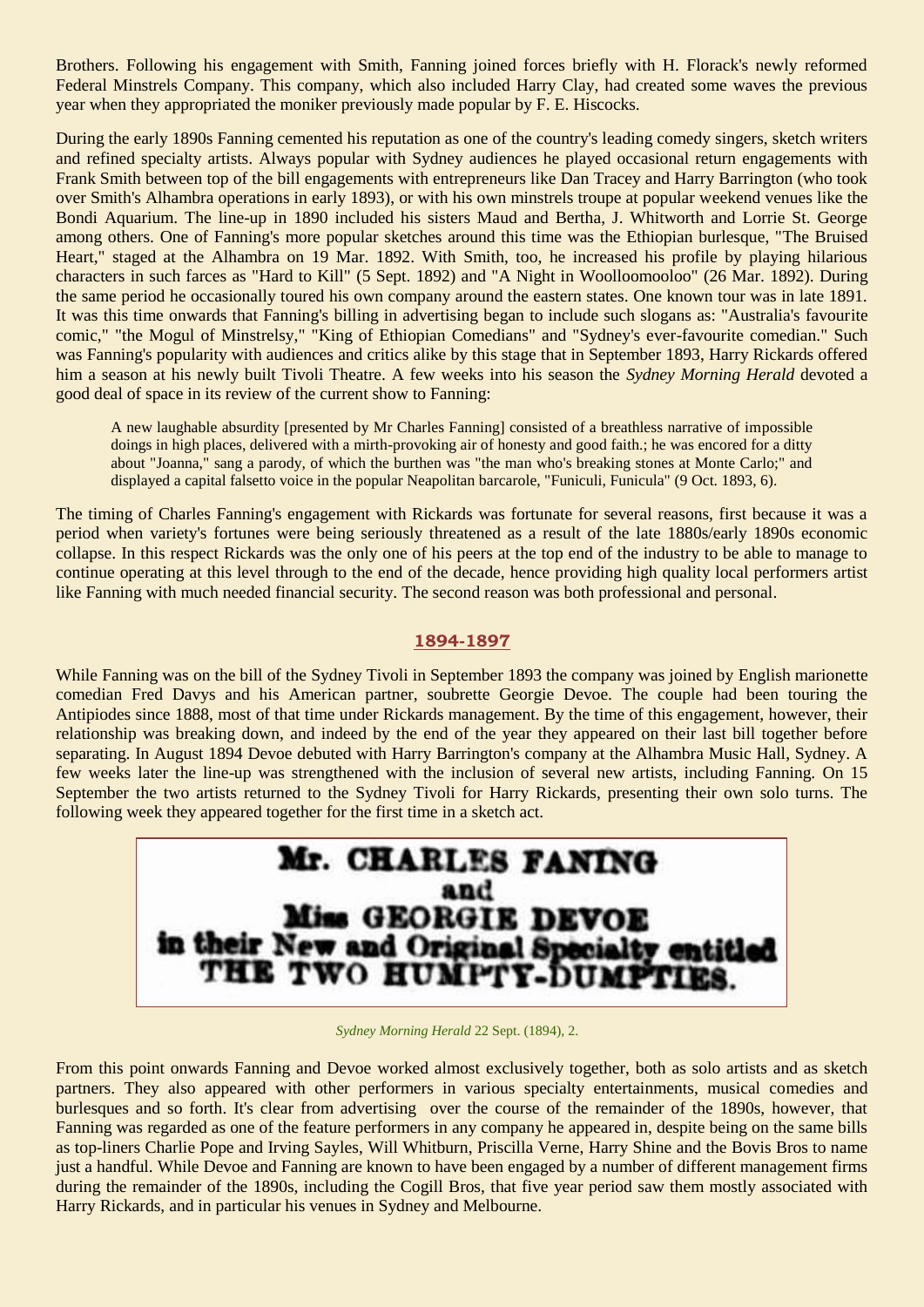Brothers. Following his engagement with Smith, Fanning joined forces briefly with H. Florack's newly reformed Federal Minstrels Company. This company, which also included Harry Clay, had created some waves the previous year when they appropriated the moniker previously made popular by F. E. Hiscocks.

During the early 1890s Fanning cemented his reputation as one of the country's leading comedy singers, sketch writers and refined specialty artists. Always popular with Sydney audiences he played occasional return engagements with Frank Smith between top of the bill engagements with entrepreneurs like Dan Tracey and Harry Barrington (who took over Smith's Alhambra operations in early 1893), or with his own minstrels troupe at popular weekend venues like the Bondi Aquarium. The line-up in 1890 included his sisters Maud and Bertha, J. Whitworth and Lorrie St. George among others. One of Fanning's more popular sketches around this time was the Ethiopian burlesque, "The Bruised Heart," staged at the Alhambra on 19 Mar. 1892. With Smith, too, he increased his profile by playing hilarious characters in such farces as "Hard to Kill" (5 Sept. 1892) and "A Night in Woolloomooloo" (26 Mar. 1892). During the same period he occasionally toured his own company around the eastern states. One known tour was in late 1891. It was this time onwards that Fanning's billing in advertising began to include such slogans as: "Australia's favourite comic," "the Mogul of Minstrelsy," "King of Ethiopian Comedians" and "Sydney's ever-favourite comedian." Such was Fanning's popularity with audiences and critics alike by this stage that in September 1893, Harry Rickards offered him a season at his newly built Tivoli Theatre. A few weeks into his season the *Sydney Morning Herald* devoted a good deal of space in its review of the current show to Fanning:

> A new laughable absurdity [presented by Mr Charles Fanning] consisted of a breathless narrative of impossible doings in high places, delivered with a mirth-provoking air of honesty and good faith.; he was encored for a ditty about "Joanna," sang a parody, of which the burthen was "the man who's breaking stones at Monte Carlo;" and displayed a capital falsetto voice in the popular Neapolitan barcarole, "Funiculi, Funicula" (9 Oct. 1893, 6).

The timing of Charles Fanning's engagement with Rickards was fortunate for several reasons, first because it was a period when variety's fortunes were being seriously threatened as a result of the late 1880s/early 1890s economic collapse. In this respect Rickards was the only one of his peers at the top end of the industry to be able to manage to continue operating at this level through to the end of the decade, hence providing high quality local performers artist like Fanning with much needed financial security. The second reason was both professional and personal.

## 1894-1897

While Fanning was on the bill of the Sydney Tivoli in September 1893 the company was joined by English marionette comedian Fred Davys and his American partner, soubrette Georgie Devoe. The couple had been touring the Antipodes since 1888, most of that time under Rickards management. By the time of this engagement, however, their relationship was breaking down, and indeed by the end of the year they appeared on their last bill together before separating. In August 1894 Devoe debuted with Harry Barrington's company at the Alhambra Music Hall, Sydney. A few weeks later the line-up was strengthened with the inclusion of several new artists, including Fanning. On 15 September the two artists returned to the Sydney Tivoli for Harry Rickards, presenting their own solo turns. The following week they appeared together for the first time in a sketch act.

**Mr. CHARLES FANING**
**and**
**Miss GEORGIE DEVOE**
**in their New and Original Specialty entitled**
**THE TWO HUMPTY-DUMPTIES.**

*Sydney Morning Herald* 22 Sept. (1894), 2.

From this point onwards Fanning and Devoe worked almost exclusively together, both as solo artists and as sketch partners. They also appeared with other performers in various specialty entertainments, musical comedies and burlesques and so forth. It's clear from advertising over the course of the remainder of the 1890s, however, that Fanning was regarded as one of the feature performers in any company he appeared in, despite being on the same bills as top-liners Charlie Pope and Irving Sayles, Will Whitburn, Priscilla Verne, Harry Shine and the Bovis Bros to name just a handful. While Devoe and Fanning are known to have been engaged by a number of different management firms during the remainder of the 1890s, including the Cogill Bros, that five year period saw them mostly associated with Harry Rickards, and in particular his venues in Sydney and Melbourne.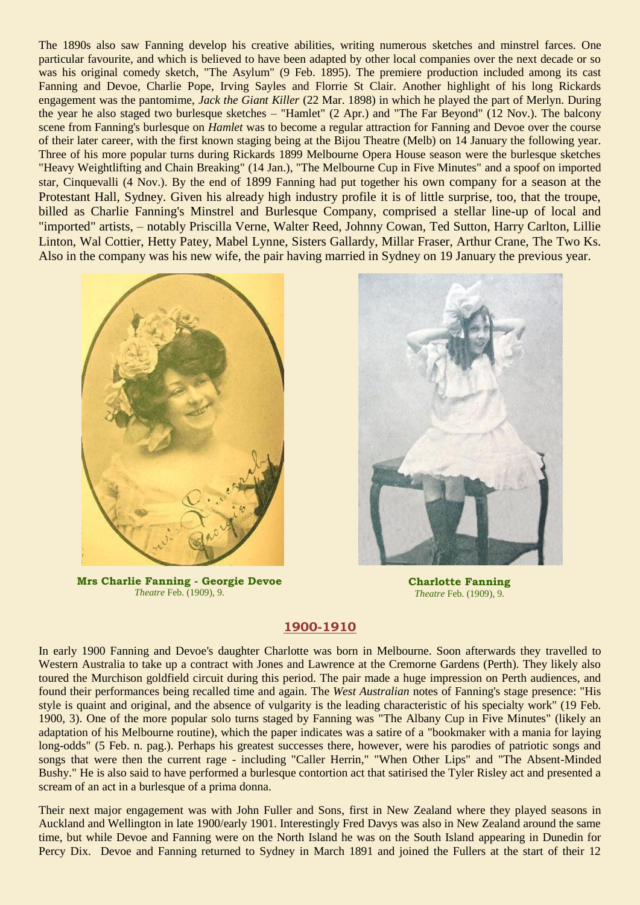The 1890s also saw Fanning develop his creative abilities, writing numerous sketches and minstrel farces. One particular favourite, and which is believed to have been adapted by other local companies over the next decade or so was his original comedy sketch, "The Asylum" (9 Feb. 1895). The premiere production included among its cast Fanning and Devoe, Charlie Pope, Irving Sayles and Florrie St Clair. Another highlight of his long Rickards engagement was the pantomime, *Jack the Giant Killer* (22 Mar. 1898) in which he played the part of Merlyn. During the year he also staged two burlesque sketches – "Hamlet" (2 Apr.) and "The Far Beyond" (12 Nov.). The balcony scene from Fanning's burlesque on *Hamlet* was to become a regular attraction for Fanning and Devoe over the course of their later career, with the first known staging being at the Bijou Theatre (Melb) on 14 January the following year. Three of his more popular turns during Rickards 1899 Melbourne Opera House season were the burlesque sketches "Heavy Weightlifting and Chain Breaking" (14 Jan.), "The Melbourne Cup in Five Minutes" and a spoof on imported star, Cinquevalli (4 Nov.). By the end of 1899 Fanning had put together his own company for a season at the Protestant Hall, Sydney. Given his already high industry profile it is of little surprise, too, that the troupe, billed as Charlie Fanning's Minstrel and Burlesque Company, comprised a stellar line-up of local and "imported" artists, – notably Priscilla Verne, Walter Reed, Johnny Cowan, Ted Sutton, Harry Carlton, Lillie Linton, Wal Cottier, Hetty Patey, Mabel Lynne, Sisters Gallardy, Millar Fraser, Arthur Crane, The Two Ks. Also in the company was his new wife, the pair having married in Sydney on 19 January the previous year.

**Mrs Charlie Fanning - Georgie Devoe**
*Theatre* Feb. (1909), 9.

**Charlotte Fanning**
*Theatre* Feb. (1909), 9.

## 1900-1910

In early 1900 Fanning and Devoe's daughter Charlotte was born in Melbourne. Soon afterwards they travelled to Western Australia to take up a contract with Jones and Lawrence at the Cremorne Gardens (Perth). They likely also toured the Murchison goldfield circuit during this period. The pair made a huge impression on Perth audiences, and found their performances being recalled time and again. The *West Australian* notes of Fanning's stage presence: "His style is quaint and original, and the absence of vulgarity is the leading characteristic of his specialty work" (19 Feb. 1900, 3). One of the more popular solo turns staged by Fanning was "The Albany Cup in Five Minutes" (likely an adaptation of his Melbourne routine), which the paper indicates was a satire of a "bookmaker with a mania for laying long-odds" (5 Feb. n. pag.). Perhaps his greatest successes there, however, were his parodies of patriotic songs and songs that were then the current rage - including "Caller Herrin," "When Other Lips" and "The Absent-Minded Bushy." He is also said to have performed a burlesque contortion act that satirised the Tyler Risley act and presented a scream of an act in a burlesque of a prima donna.

Their next major engagement was with John Fuller and Sons, first in New Zealand where they played seasons in Auckland and Wellington in late 1900/early 1901. Interestingly Fred Davys was also in New Zealand around the same time, but while Devoe and Fanning were on the North Island he was on the South Island appearing in Dunedin for Percy Dix. Devoe and Fanning returned to Sydney in March 1891 and joined the Fullers at the start of their 12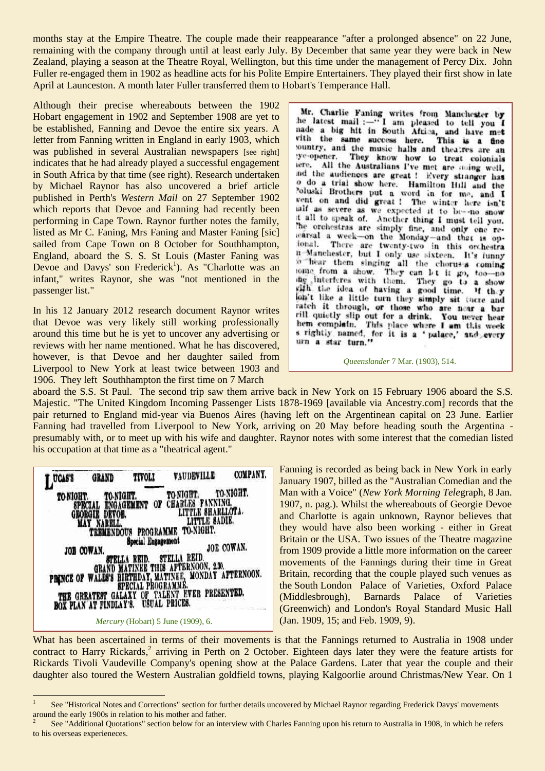months stay at the Empire Theatre. The couple made their reappearance "after a prolonged absence" on 22 June, remaining with the company through until at least early July. By December that same year they were back in New Zealand, playing a season at the Theatre Royal, Wellington, but this time under the management of Percy Dix. John Fuller re-engaged them in 1902 as headline acts for his Polite Empire Entertainers. They played their first show in late April at Launceston. A month later Fuller transferred them to Hobart's Temperance Hall.

Although their precise whereabouts between the 1902 Hobart engagement in 1902 and September 1908 are yet to be established, Fanning and Devoe the entire six years. A letter from Fanning written in England in early 1903, which was published in several Australian newspapers [see right] indicates that he had already played a successful engagement in South Africa by that time (see right). Research undertaken by Michael Raynor has also uncovered a brief article published in Perth's *Western Mail* on 27 September 1902 which reports that Devoe and Fanning had recently been performing in Cape Town. Raynor further notes the family, listed as Mr C. Faning, Mrs Faning and Master Faning [sic] sailed from Cape Town on 8 October for Southhampton, England, aboard the S. S. St Louis (Master Faning was Devoe and Davys' son Frederick[1]). As "Charlotte was an infant," writes Raynor, she was "not mentioned in the passenger list."

> Mr. Charlie Faning writes from Manchester by the latest mail :—" I am pleased to tell you I made a big hit in South Africa, and have met with the same success here. This is a fine country, and the music halls and theatres are an eye-opener. They know how to treat colonials here. All the Australians I've met are doing well, and the audiences are great ! Every stranger has to do a trial show here. Hamilton Hill and the Poluski Brothers put a word in for me, and I went on and did great ! The winter here isn't half as severe as we expected it to be—no snow at all to speak of. Another thing I must tell you. The orchestras are simply fine, and only one rehearsal a week—on the Monday—and that is optional. There are twenty-two in this orchestra in Manchester, but I only use sixteen. It's funny to hear them singing all the choruses coming home from a show. They can let it go, too—no one interferes with them. They go to a show with the idea of having a good time. If they don't like a little turn they simply sit there and watch it through, or those who are near a bar will quietly slip out for a drink. You never hear them complain. This place where I am this week is rightly named, for it is a 'palace,' and every turn a star turn."

*Queenslander* 7 Mar. (1903), 514.

In his 12 January 2012 research document Raynor writes that Devoe was very likely still working professionally around this time but he is yet to uncover any advertising or reviews with her name mentioned. What he has discovered, however, is that Devoe and her daughter sailed from Liverpool to New York at least twice between 1903 and 1906. They left Southhampton the first time on 7 March aboard the S.S. St Paul. The second trip saw them arrive back in New York on 15 February 1906 aboard the S.S. Majestic. "The United Kingdom Incoming Passenger Lists 1878-1969 [available via Ancestry.com] records that the pair returned to England mid-year via Buenos Aires (having left on the Argentinean capital on 23 June. Earlier Fanning had travelled from Liverpool to New York, arriving on 20 May before heading south the Argentina - presumably with, or to meet up with his wife and daughter. Raynor notes with some interest that the comedian listed his occupation at that time as a "theatrical agent."

> LUCAS'S GRAND TIVOLI VAUDEVILLE COMPANY.
> TO-NIGHT. TO-NIGHT. TO-NIGHT. TO-NIGHT.
> SPECIAL ENGAGEMENT OF CHARLES FANNING,
> GEORGIE DEVOE. LITTLE SHARLLOTA.
> MAY NARELL. LITTLE SADIE.
> TREMENDOUS PROGRAMME TO-NIGHT.
> Special Engagement
> JOE COWAN. JOE COWAN.
> STELLA REID. STELLA REID.
> GRAND MATINEE THIS AFTERNOON, 2.30.
> PRINCE OF WALES'S BIRTHDAY, MATINEE, MONDAY AFTERNOON.
> SPECIAL PROGRAMME.
> THE GREATEST GALAXY OF TALENT EVER PRESENTED.
> BOX PLAN AT FINDLAY'S. USUAL PRICES.

*Mercury* (Hobart) 5 June (1909), 6.

Fanning is recorded as being back in New York in early January 1907, billed as the "Australian Comedian and the Man with a Voice" (*New York Morning Telegraph*, 8 Jan. 1907, n. pag.). Whilst the whereabouts of Georgie Devoe and Charlotte is again unknown, Raynor believes that they would have also been working - either in Great Britain or the USA. Two issues of the Theatre magazine from 1909 provide a little more information on the career movements of the Fannings during their time in Great Britain, recording that the couple played such venues as the South London Palace of Varieties, Oxford Palace (Middlesbrough), Barnards Palace of Varieties (Greenwich) and London's Royal Standard Music Hall (Jan. 1909, 15; and Feb. 1909, 9).

What has been ascertained in terms of their movements is that the Fannings returned to Australia in 1908 under contract to Harry Rickards,[2] arriving in Perth on 2 October. Eighteen days later they were the feature artists for Rickards Tivoli Vaudeville Company's opening show at the Palace Gardens. Later that year the couple and their daughter also toured the Western Australian goldfield towns, playing Kalgoorlie around Christmas/New Year. On 1

---

1 See "Historical Notes and Corrections" section for further details uncovered by Michael Raynor regarding Frederick Davys' movements around the early 1900s in relation to his mother and father.

2 See "Additional Quotations" section below for an interview with Charles Fanning upon his return to Australia in 1908, in which he refers to his overseas experieneces.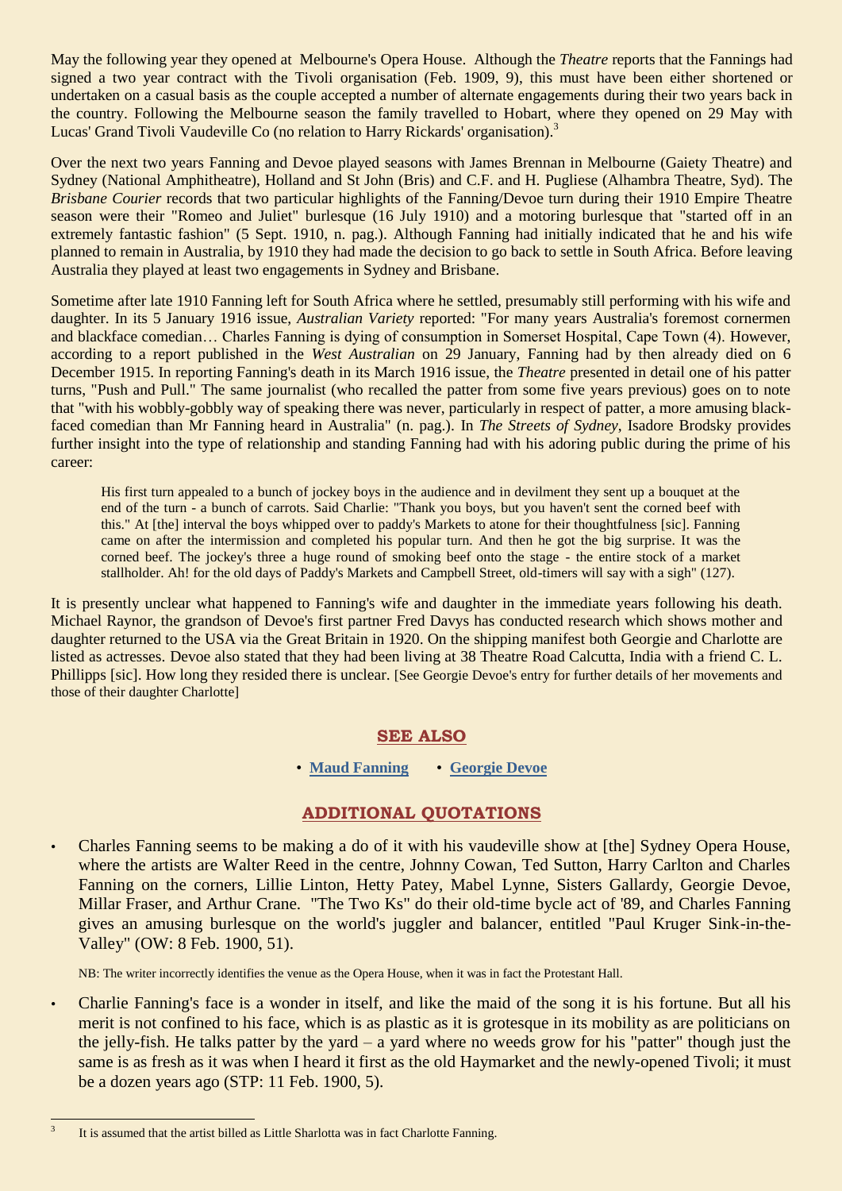May the following year they opened at Melbourne's Opera House. Although the *Theatre* reports that the Fannings had signed a two year contract with the Tivoli organisation (Feb. 1909, 9), this must have been either shortened or undertaken on a casual basis as the couple accepted a number of alternate engagements during their two years back in the country. Following the Melbourne season the family travelled to Hobart, where they opened on 29 May with Lucas' Grand Tivoli Vaudeville Co (no relation to Harry Rickards' organisation).[3]

Over the next two years Fanning and Devoe played seasons with James Brennan in Melbourne (Gaiety Theatre) and Sydney (National Amphitheatre), Holland and St John (Bris) and C.F. and H. Pugliese (Alhambra Theatre, Syd). The *Brisbane Courier* records that two particular highlights of the Fanning/Devoe turn during their 1910 Empire Theatre season were their "Romeo and Juliet" burlesque (16 July 1910) and a motoring burlesque that "started off in an extremely fantastic fashion" (5 Sept. 1910, n. pag.). Although Fanning had initially indicated that he and his wife planned to remain in Australia, by 1910 they had made the decision to go back to settle in South Africa. Before leaving Australia they played at least two engagements in Sydney and Brisbane.

Sometime after late 1910 Fanning left for South Africa where he settled, presumably still performing with his wife and daughter. In its 5 January 1916 issue, *Australian Variety* reported: "For many years Australia's foremost cornermen and blackface comedian… Charles Fanning is dying of consumption in Somerset Hospital, Cape Town (4). However, according to a report published in the *West Australian* on 29 January, Fanning had by then already died on 6 December 1915. In reporting Fanning's death in its March 1916 issue, the *Theatre* presented in detail one of his patter turns, "Push and Pull." The same journalist (who recalled the patter from some five years previous) goes on to note that "with his wobbly-gobbly way of speaking there was never, particularly in respect of patter, a more amusing black-faced comedian than Mr Fanning heard in Australia" (n. pag.). In *The Streets of Sydney*, Isadore Brodsky provides further insight into the type of relationship and standing Fanning had with his adoring public during the prime of his career:

> His first turn appealed to a bunch of jockey boys in the audience and in devilment they sent up a bouquet at the end of the turn - a bunch of carrots. Said Charlie: "Thank you boys, but you haven't sent the corned beef with this." At [the] interval the boys whipped over to paddy's Markets to atone for their thoughtfulness [sic]. Fanning came on after the intermission and completed his popular turn. And then he got the big surprise. It was the corned beef. The jockey's three a huge round of smoking beef onto the stage - the entire stock of a market stallholder. Ah! for the old days of Paddy's Markets and Campbell Street, old-timers will say with a sigh" (127).

It is presently unclear what happened to Fanning's wife and daughter in the immediate years following his death. Michael Raynor, the grandson of Devoe's first partner Fred Davys has conducted research which shows mother and daughter returned to the USA via the Great Britain in 1920. On the shipping manifest both Georgie and Charlotte are listed as actresses. Devoe also stated that they had been living at 38 Theatre Road Calcutta, India with a friend C. L. Phillipps [sic]. How long they resided there is unclear. [See Georgie Devoe's entry for further details of her movements and those of their daughter Charlotte]

## SEE ALSO

• **Maud Fanning** • **Georgie Devoe**

## ADDITIONAL QUOTATIONS

- Charles Fanning seems to be making a do of it with his vaudeville show at [the] Sydney Opera House, where the artists are Walter Reed in the centre, Johnny Cowan, Ted Sutton, Harry Carlton and Charles Fanning on the corners, Lillie Linton, Hetty Patey, Mabel Lynne, Sisters Gallardy, Georgie Devoe, Millar Fraser, and Arthur Crane. "The Two Ks" do their old-time bycle act of '89, and Charles Fanning gives an amusing burlesque on the world's juggler and balancer, entitled "Paul Kruger Sink-in-the-Valley" (OW: 8 Feb. 1900, 51).

  NB: The writer incorrectly identifies the venue as the Opera House, when it was in fact the Protestant Hall.

- Charlie Fanning's face is a wonder in itself, and like the maid of the song it is his fortune. But all his merit is not confined to his face, which is as plastic as it is grotesque in its mobility as are politicians on the jelly-fish. He talks patter by the yard – a yard where no weeds grow for his "patter" though just the same is as fresh as it was when I heard it first as the old Haymarket and the newly-opened Tivoli; it must be a dozen years ago (STP: 11 Feb. 1900, 5).

---

[3] It is assumed that the artist billed as Little Sharlotta was in fact Charlotte Fanning.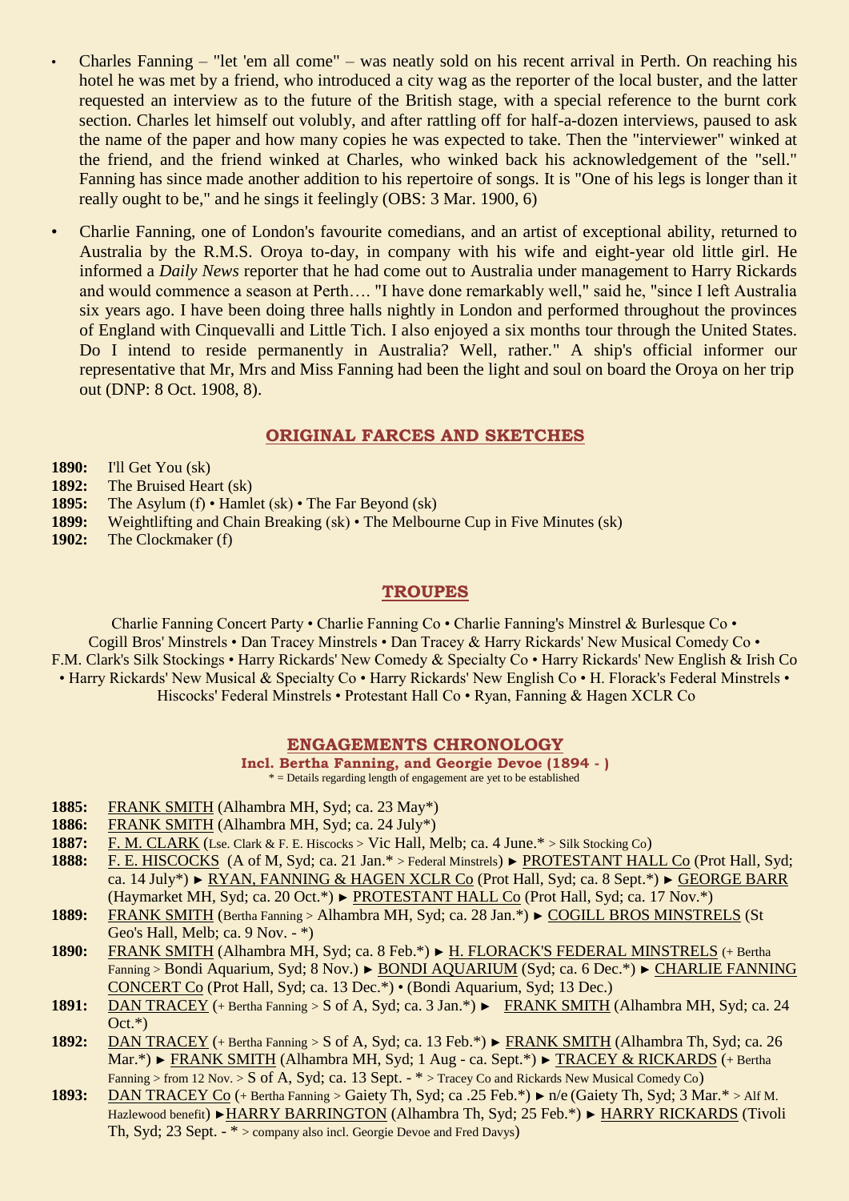- Charles Fanning – "let 'em all come" – was neatly sold on his recent arrival in Perth. On reaching his hotel he was met by a friend, who introduced a city wag as the reporter of the local buster, and the latter requested an interview as to the future of the British stage, with a special reference to the burnt cork section. Charles let himself out volubly, and after rattling off for half-a-dozen interviews, paused to ask the name of the paper and how many copies he was expected to take. Then the "interviewer" winked at the friend, and the friend winked at Charles, who winked back his acknowledgement of the "sell." Fanning has since made another addition to his repertoire of songs. It is "One of his legs is longer than it really ought to be," and he sings it feelingly (OBS: 3 Mar. 1900, 6)

- Charlie Fanning, one of London's favourite comedians, and an artist of exceptional ability, returned to Australia by the R.M.S. Oroya to-day, in company with his wife and eight-year old little girl. He informed a *Daily News* reporter that he had come out to Australia under management to Harry Rickards and would commence a season at Perth…. "I have done remarkably well," said he, "since I left Australia six years ago. I have been doing three halls nightly in London and performed throughout the provinces of England with Cinquevalli and Little Tich. I also enjoyed a six months tour through the United States. Do I intend to reside permanently in Australia? Well, rather." A ship's official informer our representative that Mr, Mrs and Miss Fanning had been the light and soul on board the Oroya on her trip out (DNP: 8 Oct. 1908, 8).

## ORIGINAL FARCES AND SKETCHES

**1890:** I'll Get You (sk)
**1892:** The Bruised Heart (sk)
**1895:** The Asylum (f) • Hamlet (sk) • The Far Beyond (sk)
**1899:** Weightlifting and Chain Breaking (sk) • The Melbourne Cup in Five Minutes (sk)
**1902:** The Clockmaker (f)

## TROUPES

Charlie Fanning Concert Party • Charlie Fanning Co • Charlie Fanning's Minstrel & Burlesque Co • Cogill Bros' Minstrels • Dan Tracey Minstrels • Dan Tracey & Harry Rickards' New Musical Comedy Co • F.M. Clark's Silk Stockings • Harry Rickards' New Comedy & Specialty Co • Harry Rickards' New English & Irish Co • Harry Rickards' New Musical & Specialty Co • Harry Rickards' New English Co • H. Florack's Federal Minstrels • Hiscocks' Federal Minstrels • Protestant Hall Co • Ryan, Fanning & Hagen XCLR Co

## ENGAGEMENTS CHRONOLOGY

**Incl. Bertha Fanning, and Georgie Devoe (1894 - )**

* = Details regarding length of engagement are yet to be established

**1885:** FRANK SMITH (Alhambra MH, Syd; ca. 23 May*)
**1886:** FRANK SMITH (Alhambra MH, Syd; ca. 24 July*)
**1887:** F. M. CLARK (Lse. Clark & F. E. Hiscocks > Vic Hall, Melb; ca. 4 June.* > Silk Stocking Co)
**1888:** F. E. HISCOCKS (A of M, Syd; ca. 21 Jan.* > Federal Minstrels) ► PROTESTANT HALL Co (Prot Hall, Syd; ca. 14 July*) ► RYAN, FANNING & HAGEN XCLR Co (Prot Hall, Syd; ca. 8 Sept.*) ► GEORGE BARR (Haymarket MH, Syd; ca. 20 Oct.*) ► PROTESTANT HALL Co (Prot Hall, Syd; ca. 17 Nov.*)
**1889:** FRANK SMITH (Bertha Fanning > Alhambra MH, Syd; ca. 28 Jan.*) ► COGILL BROS MINSTRELS (St Geo's Hall, Melb; ca. 9 Nov. - *)
**1890:** FRANK SMITH (Alhambra MH, Syd; ca. 8 Feb.*) ► H. FLORACK'S FEDERAL MINSTRELS (+ Bertha Fanning > Bondi Aquarium, Syd; 8 Nov.) ► BONDI AQUARIUM (Syd; ca. 6 Dec.*) ► CHARLIE FANNING CONCERT Co (Prot Hall, Syd; ca. 13 Dec.*) • (Bondi Aquarium, Syd; 13 Dec.)
**1891:** DAN TRACEY (+ Bertha Fanning > S of A, Syd; ca. 3 Jan.*) ► FRANK SMITH (Alhambra MH, Syd; ca. 24 Oct.*)
**1892:** DAN TRACEY (+ Bertha Fanning > S of A, Syd; ca. 13 Feb.*) ► FRANK SMITH (Alhambra Th, Syd; ca. 26 Mar.*) ► FRANK SMITH (Alhambra MH, Syd; 1 Aug - ca. Sept.*) ► TRACEY & RICKARDS (+ Bertha Fanning > from 12 Nov. > S of A, Syd; ca. 13 Sept. - * > Tracey Co and Rickards New Musical Comedy Co)
**1893:** DAN TRACEY Co (+ Bertha Fanning > Gaiety Th, Syd; ca .25 Feb.*) ► n/e (Gaiety Th, Syd; 3 Mar.* > Alf M. Hazlewood benefit) ►HARRY BARRINGTON (Alhambra Th, Syd; 25 Feb.*) ► HARRY RICKARDS (Tivoli Th, Syd; 23 Sept. - * > company also incl. Georgie Devoe and Fred Davys)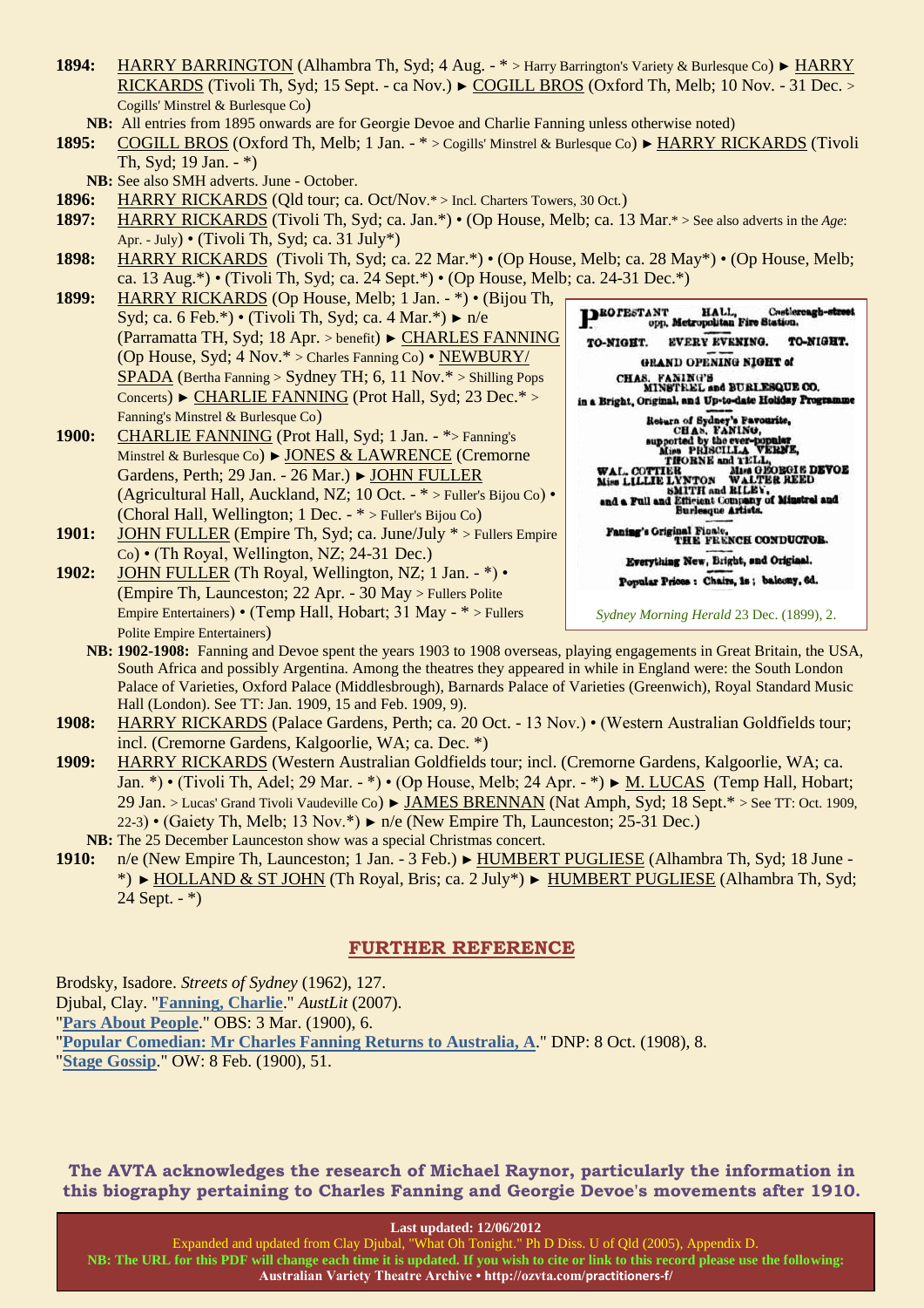**1894:** HARRY BARRINGTON (Alhambra Th, Syd; 4 Aug. - * > Harry Barrington's Variety & Burlesque Co) ► HARRY RICKARDS (Tivoli Th, Syd; 15 Sept. - ca Nov.) ► COGILL BROS (Oxford Th, Melb; 10 Nov. - 31 Dec. > Cogills' Minstrel & Burlesque Co)

**NB:** All entries from 1895 onwards are for Georgie Devoe and Charlie Fanning unless otherwise noted)

**1895:** COGILL BROS (Oxford Th, Melb; 1 Jan. - * > Cogills' Minstrel & Burlesque Co) ► HARRY RICKARDS (Tivoli Th, Syd; 19 Jan. - *)

**NB:** See also SMH adverts. June - October.

**1896:** HARRY RICKARDS (Qld tour; ca. Oct/Nov.* > Incl. Charters Towers, 30 Oct.)

**1897:** HARRY RICKARDS (Tivoli Th, Syd; ca. Jan.*) • (Op House, Melb; ca. 13 Mar.* > See also adverts in the *Age*: Apr. - July) • (Tivoli Th, Syd; ca. 31 July*)

**1898:** HARRY RICKARDS (Tivoli Th, Syd; ca. 22 Mar.*) • (Op House, Melb; ca. 28 May*) • (Op House, Melb; ca. 13 Aug.*) • (Tivoli Th, Syd; ca. 24 Sept.*) • (Op House, Melb; ca. 24-31 Dec.*)

**1899:** HARRY RICKARDS (Op House, Melb; 1 Jan. - *) • (Bijou Th, Syd; ca. 6 Feb.*) • (Tivoli Th, Syd; ca. 4 Mar.*) ► n/e (Parramatta TH, Syd; 18 Apr. > benefit) ► CHARLES FANNING (Op House, Syd; 4 Nov.* > Charles Fanning Co) • NEWBURY/ SPADA (Bertha Fanning > Sydney TH; 6, 11 Nov.* > Shilling Pops Concerts) ► CHARLIE FANNING (Prot Hall, Syd; 23 Dec.* > Fanning's Minstrel & Burlesque Co)

**1900:** CHARLIE FANNING (Prot Hall, Syd; 1 Jan. - *> Fanning's Minstrel & Burlesque Co) ► JONES & LAWRENCE (Cremorne Gardens, Perth; 29 Jan. - 26 Mar.) ► JOHN FULLER (Agricultural Hall, Auckland, NZ; 10 Oct. - * > Fuller's Bijou Co) • (Choral Hall, Wellington; 1 Dec. - * > Fuller's Bijou Co)

**1901:** JOHN FULLER (Empire Th, Syd; ca. June/July * > Fullers Empire Co) • (Th Royal, Wellington, NZ; 24-31 Dec.)

**1902:** JOHN FULLER (Th Royal, Wellington, NZ; 1 Jan. - *) • (Empire Th, Launceston; 22 Apr. - 30 May > Fullers Polite Empire Entertainers) • (Temp Hall, Hobart; 31 May - * > Fullers Polite Empire Entertainers)

PROTESTANT HALL, Castlereagh-street opp. Metropolitan Fire Station.
TO-NIGHT. EVERY EVENING. TO-NIGHT.
GRAND OPENING NIGHT of
CHAS. FANING'S MINSTREL and BURLESQUE CO.
in a Bright, Original, and Up-to-date Holiday Programme
Return of Sydney's Favourite,
CHAS. FANING,
supported by the ever-popular
Miss PRISCILLA VERNE,
THORNE and TELL,
WAL. COTTIER Miss GEORGIE DEVOE
Miss LILLIE LYNTON WALTER REED
SMITH and RILEY,
and a Full and Efficient Company of Minstrel and Burlesque Artists.
Faning's Original Finale, THE FRENCH CONDUCTOR.
Everything New, Bright, and Original.
Popular Prices: Chairs, 1s; balcony, 6d.

*Sydney Morning Herald* 23 Dec. (1899), 2.

**NB: 1902-1908:** Fanning and Devoe spent the years 1903 to 1908 overseas, playing engagements in Great Britain, the USA, South Africa and possibly Argentina. Among the theatres they appeared in while in England were: the South London Palace of Varieties, Oxford Palace (Middlesbrough), Barnards Palace of Varieties (Greenwich), Royal Standard Music Hall (London). See TT: Jan. 1909, 15 and Feb. 1909, 9).

**1908:** HARRY RICKARDS (Palace Gardens, Perth; ca. 20 Oct. - 13 Nov.) • (Western Australian Goldfields tour; incl. (Cremorne Gardens, Kalgoorlie, WA; ca. Dec. *)

**1909:** HARRY RICKARDS (Western Australian Goldfields tour; incl. (Cremorne Gardens, Kalgoorlie, WA; ca. Jan. *) • (Tivoli Th, Adel; 29 Mar. - *) • (Op House, Melb; 24 Apr. - *) ► M. LUCAS (Temp Hall, Hobart; 29 Jan. > Lucas' Grand Tivoli Vaudeville Co) ► JAMES BRENNAN (Nat Amph, Syd; 18 Sept.* > See TT: Oct. 1909, 22-3) • (Gaiety Th, Melb; 13 Nov.*) ► n/e (New Empire Th, Launceston; 25-31 Dec.)

**NB:** The 25 December Launceston show was a special Christmas concert.

**1910:** n/e (New Empire Th, Launceston; 1 Jan. - 3 Feb.) ► HUMBERT PUGLIESE (Alhambra Th, Syd; 18 June - *) ► HOLLAND & ST JOHN (Th Royal, Bris; ca. 2 July*) ► HUMBERT PUGLIESE (Alhambra Th, Syd; 24 Sept. - *)

## FURTHER REFERENCE

Brodsky, Isadore. *Streets of Sydney* (1962), 127.
Djubal, Clay. "Fanning, Charlie." *AustLit* (2007).
"Pars About People." OBS: 3 Mar. (1900), 6.
"Popular Comedian: Mr Charles Fanning Returns to Australia, A." DNP: 8 Oct. (1908), 8.
"Stage Gossip." OW: 8 Feb. (1900), 51.

**The AVTA acknowledges the research of Michael Raynor, particularly the information in this biography pertaining to Charles Fanning and Georgie Devoe's movements after 1910.**

**Last updated: 12/06/2012**
Expanded and updated from Clay Djubal, "What Oh Tonight." Ph D Diss. U of Qld (2005), Appendix D.
**NB: The URL for this PDF will change each time it is updated. If you wish to cite or link to this record please use the following: Australian Variety Theatre Archive • http://ozvta.com/practitioners-f/**